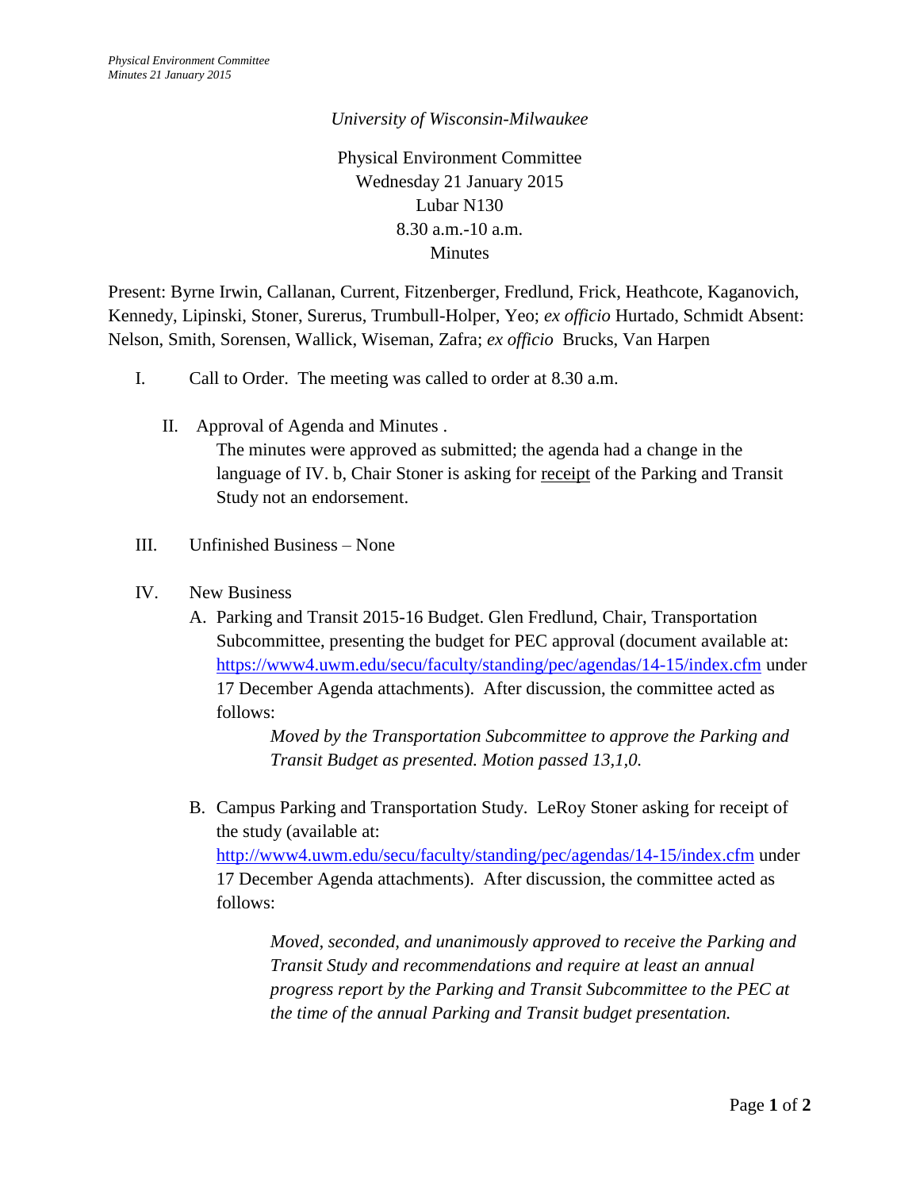*University of Wisconsin-Milwaukee*

Physical Environment Committee
Wednesday 21 January 2015
Lubar N130
8.30 a.m.-10 a.m.
Minutes

Present: Byrne Irwin, Callanan, Current, Fitzenberger, Fredlund, Frick, Heathcote, Kaganovich, Kennedy, Lipinski, Stoner, Surerus, Trumbull-Holper, Yeo; *ex officio* Hurtado, Schmidt Absent: Nelson, Smith, Sorensen, Wallick, Wiseman, Zafra; *ex officio* Brucks, Van Harpen

I. Call to Order. The meeting was called to order at 8.30 a.m.

II. Approval of Agenda and Minutes .
The minutes were approved as submitted; the agenda had a change in the language of IV. b, Chair Stoner is asking for <u>receipt</u> of the Parking and Transit Study not an endorsement.

III. Unfinished Business – None

IV. New Business

A. Parking and Transit 2015-16 Budget. Glen Fredlund, Chair, Transportation Subcommittee, presenting the budget for PEC approval (document available at: https://www4.uwm.edu/secu/faculty/standing/pec/agendas/14-15/index.cfm under 17 December Agenda attachments). After discussion, the committee acted as follows:

> *Moved by the Transportation Subcommittee to approve the Parking and Transit Budget as presented. Motion passed 13,1,0.*

B. Campus Parking and Transportation Study. LeRoy Stoner asking for receipt of the study (available at: http://www4.uwm.edu/secu/faculty/standing/pec/agendas/14-15/index.cfm under 17 December Agenda attachments). After discussion, the committee acted as follows:

> *Moved, seconded, and unanimously approved to receive the Parking and Transit Study and recommendations and require at least an annual progress report by the Parking and Transit Subcommittee to the PEC at the time of the annual Parking and Transit budget presentation.*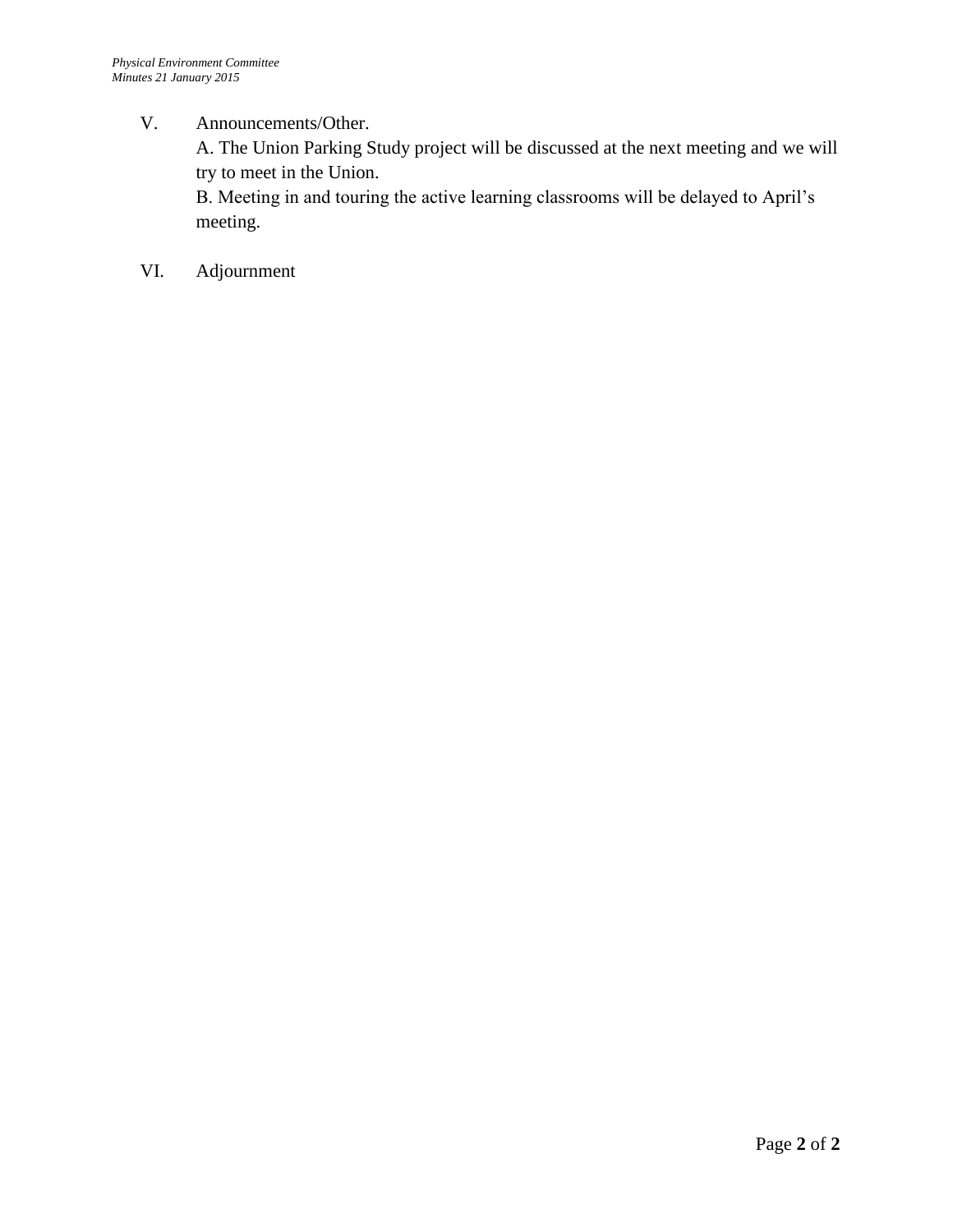V. Announcements/Other.

A. The Union Parking Study project will be discussed at the next meeting and we will try to meet in the Union.

B. Meeting in and touring the active learning classrooms will be delayed to April's meeting.

VI. Adjournment